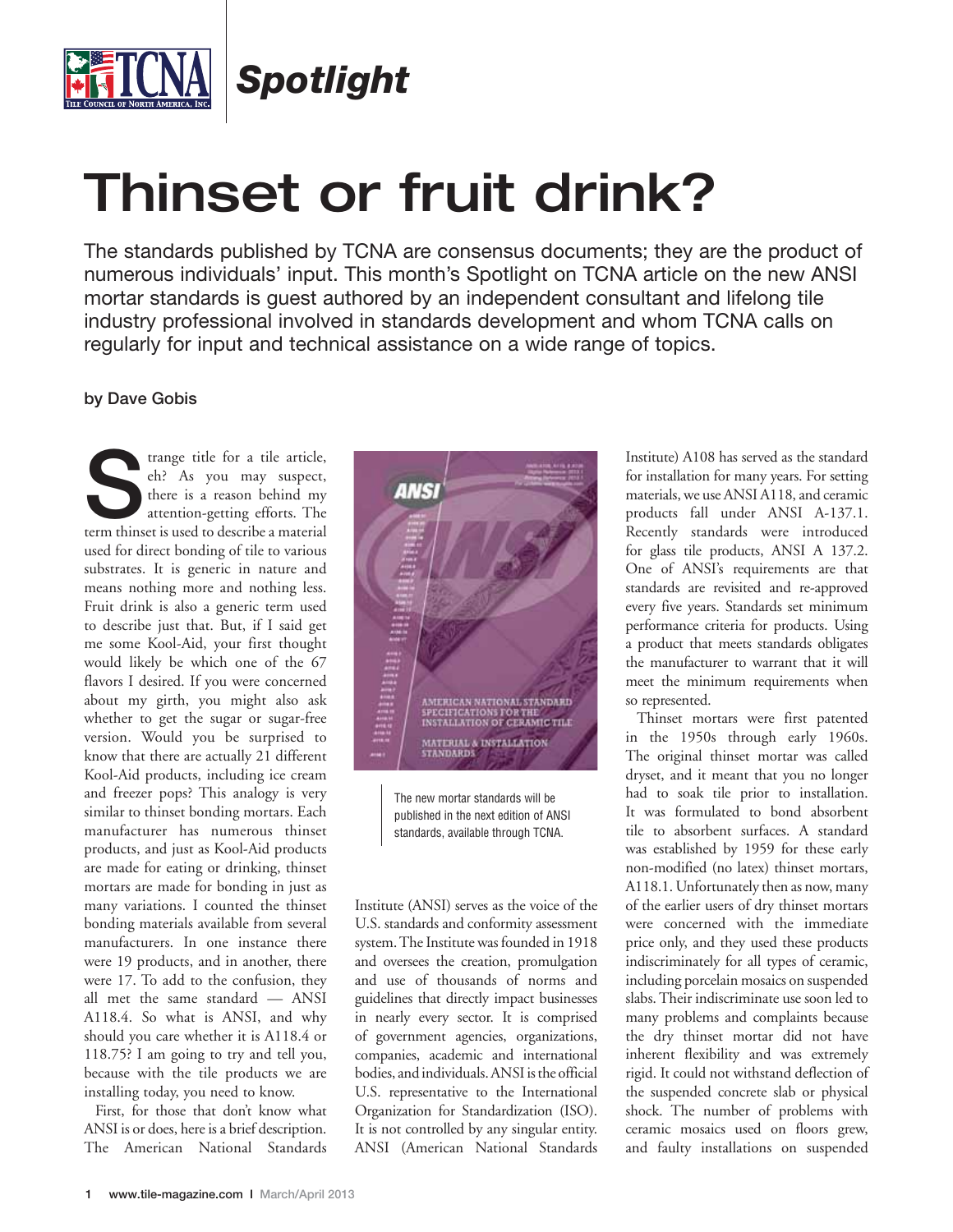# Thinset or fruit drink?

The standards published by TCNA are consensus documents; they are the product of numerous individuals' input. This month's Spotlight on TCNA article on the new ANSI mortar standards is guest authored by an independent consultant and lifelong tile industry professional involved in standards development and whom TCNA calls on regularly for input and technical assistance on a wide range of topics.

**by Dave Gobis**

Strange title for a tile article, eh? As you may suspect, there is a reason behind my attention-getting efforts. The term thinset is used to describe a material used for direct bonding of tile to various substrates. It is generic in nature and means nothing more and nothing less. Fruit drink is also a generic term used to describe just that. But, if I said get me some Kool-Aid, your first thought would likely be which one of the 67 flavors I desired. If you were concerned about my girth, you might also ask whether to get the sugar or sugar-free version. Would you be surprised to know that there are actually 21 different Kool-Aid products, including ice cream and freezer pops? This analogy is very similar to thinset bonding mortars. Each manufacturer has numerous thinset products, and just as Kool-Aid products are made for eating or drinking, thinset mortars are made for bonding in just as many variations. I counted the thinset bonding materials available from several manufacturers. In one instance there were 19 products, and in another, there were 17. To add to the confusion, they all met the same standard — ANSI A118.4. So what is ANSI, and why should you care whether it is A118.4 or 118.75? I am going to try and tell you, because with the tile products we are installing today, you need to know.

The new mortar standards will be published in the next edition of ANSI standards, available through TCNA.

First, for those that don't know what ANSI is or does, here is a brief description. The American National Standards Institute (ANSI) serves as the voice of the U.S. standards and conformity assessment system. The Institute was founded in 1918 and oversees the creation, promulgation and use of thousands of norms and guidelines that directly impact businesses in nearly every sector. It is comprised of government agencies, organizations, companies, academic and international bodies, and individuals. ANSI is the official U.S. representative to the International Organization for Standardization (ISO). It is not controlled by any singular entity. ANSI (American National Standards Institute) A108 has served as the standard for installation for many years. For setting materials, we use ANSI A118, and ceramic products fall under ANSI A-137.1. Recently standards were introduced for glass tile products, ANSI A 137.2. One of ANSI's requirements are that standards are revisited and re-approved every five years. Standards set minimum performance criteria for products. Using a product that meets standards obligates the manufacturer to warrant that it will meet the minimum requirements when so represented.

Thinset mortars were first patented in the 1950s through early 1960s. The original thinset mortar was called dryset, and it meant that you no longer had to soak tile prior to installation. It was formulated to bond absorbent tile to absorbent surfaces. A standard was established by 1959 for these early non-modified (no latex) thinset mortars, A118.1. Unfortunately then as now, many of the earlier users of dry thinset mortars were concerned with the immediate price only, and they used these products indiscriminately for all types of ceramic, including porcelain mosaics on suspended slabs. Their indiscriminate use soon led to many problems and complaints because the dry thinset mortar did not have inherent flexibility and was extremely rigid. It could not withstand deflection of the suspended concrete slab or physical shock. The number of problems with ceramic mosaics used on floors grew, and faulty installations on suspended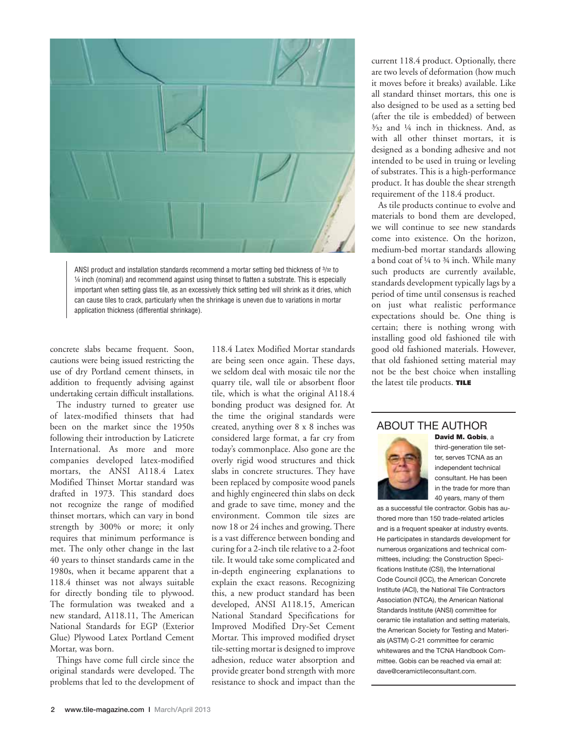ANSI product and installation standards recommend a mortar setting bed thickness of 3/32 to ¼ inch (nominal) and recommend against using thinset to flatten a substrate. This is especially important when setting glass tile, as an excessively thick setting bed will shrink as it dries, which can cause tiles to crack, particularly when the shrinkage is uneven due to variations in mortar application thickness (differential shrinkage).

concrete slabs became frequent. Soon, cautions were being issued restricting the use of dry Portland cement thinsets, in addition to frequently advising against undertaking certain difficult installations.

The industry turned to greater use of latex-modified thinsets that had been on the market since the 1950s following their introduction by Laticrete International. As more and more companies developed latex-modified mortars, the ANSI A118.4 Latex Modified Thinset Mortar standard was drafted in 1973. This standard does not recognize the range of modified thinset mortars, which can vary in bond strength by 300% or more; it only requires that minimum performance is met. The only other change in the last 40 years to thinset standards came in the 1980s, when it became apparent that a 118.4 thinset was not always suitable for directly bonding tile to plywood. The formulation was tweaked and a new standard, A118.11, The American National Standards for EGP (Exterior Glue) Plywood Latex Portland Cement Mortar, was born.

Things have come full circle since the original standards were developed. The problems that led to the development of 118.4 Latex Modified Mortar standards are being seen once again. These days, we seldom deal with mosaic tile nor the quarry tile, wall tile or absorbent floor tile, which is what the original A118.4 bonding product was designed for. At the time the original standards were created, anything over 8 x 8 inches was considered large format, a far cry from today's commonplace. Also gone are the overly rigid wood structures and thick slabs in concrete structures. They have been replaced by composite wood panels and highly engineered thin slabs on deck and grade to save time, money and the environment. Common tile sizes are now 18 or 24 inches and growing. There is a vast difference between bonding and curing for a 2-inch tile relative to a 2-foot tile. It would take some complicated and in-depth engineering explanations to explain the exact reasons. Recognizing this, a new product standard has been developed, ANSI A118.15, American National Standard Specifications for Improved Modified Dry-Set Cement Mortar. This improved modified dryset tile-setting mortar is designed to improve adhesion, reduce water absorption and provide greater bond strength with more resistance to shock and impact than the current 118.4 product. Optionally, there are two levels of deformation (how much it moves before it breaks) available. Like all standard thinset mortars, this one is also designed to be used as a setting bed (after the tile is embedded) of between 3/32 and ¼ inch in thickness. And, as with all other thinset mortars, it is designed as a bonding adhesive and not intended to be used in truing or leveling of substrates. This is a high-performance product. It has double the shear strength requirement of the 118.4 product.

As tile products continue to evolve and materials to bond them are developed, we will continue to see new standards come into existence. On the horizon, medium-bed mortar standards allowing a bond coat of ¼ to ¾ inch. While many such products are currently available, standards development typically lags by a period of time until consensus is reached on just what realistic performance expectations should be. One thing is certain; there is nothing wrong with installing good old fashioned tile with good old fashioned materials. However, that old fashioned setting material may not be the best choice when installing the latest tile products. **TILE**

## ABOUT THE AUTHOR

**David M. Gobis**, a third-generation tile setter, serves TCNA as an independent technical consultant. He has been in the trade for more than 40 years, many of them as a successful tile contractor. Gobis has authored more than 150 trade-related articles and is a frequent speaker at industry events. He participates in standards development for numerous organizations and technical committees, including: the Construction Specifications Institute (CSI), the International Code Council (ICC), the American Concrete Institute (ACI), the National Tile Contractors Association (NTCA), the American National Standards Institute (ANSI) committee for ceramic tile installation and setting materials, the American Society for Testing and Materials (ASTM) C-21 committee for ceramic whitewares and the TCNA Handbook Committee. Gobis can be reached via email at: dave@ceramictileconsultant.com.